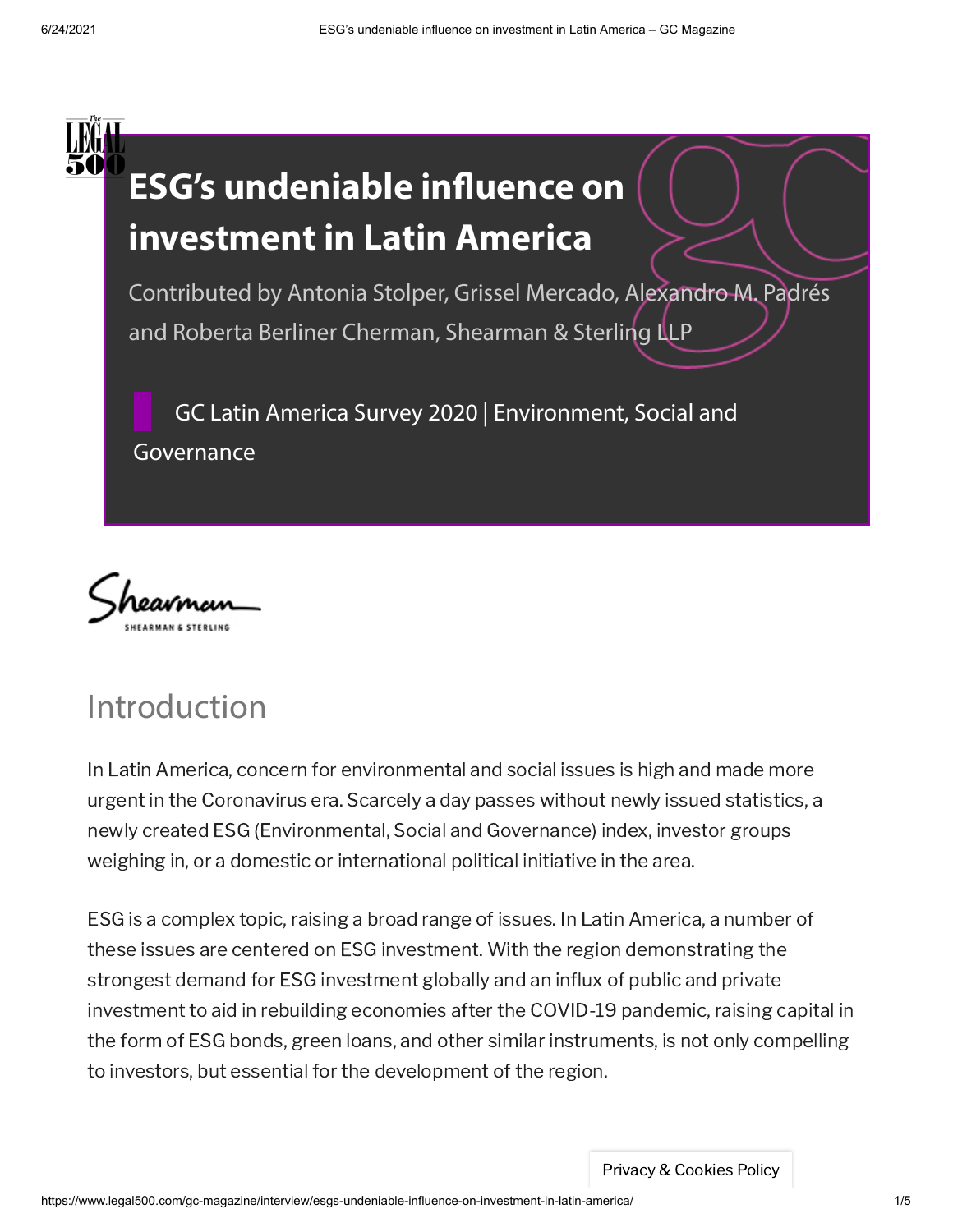# ESG's undeniable influence on investment in Latin America

Contributed by Antonia Stolper, Grissel Mercado, Alexandro M. Padrés and Roberta Berliner Cherman, Shearman & Sterling LLP

GC Latin America Survey 2020 | Environment, Social and Governance

## Introduction

In Latin America, concern for environmental and social issues is high and made more urgent in the Coronavirus era. Scarcely a day passes without newly issued statistics, a newly created ESG (Environmental, Social and Governance) index, investor groups weighing in, or a domestic or international political initiative in the area.

ESG is a complex topic, raising a broad range of issues. In Latin America, a number of these issues are centered on ESG investment. With the region demonstrating the strongest demand for ESG investment globally and an influx of public and private investment to aid in rebuilding economies after the COVID-19 pandemic, raising capital in the form of ESG bonds, green loans, and other similar instruments, is not only compelling to investors, but essential for the development of the region.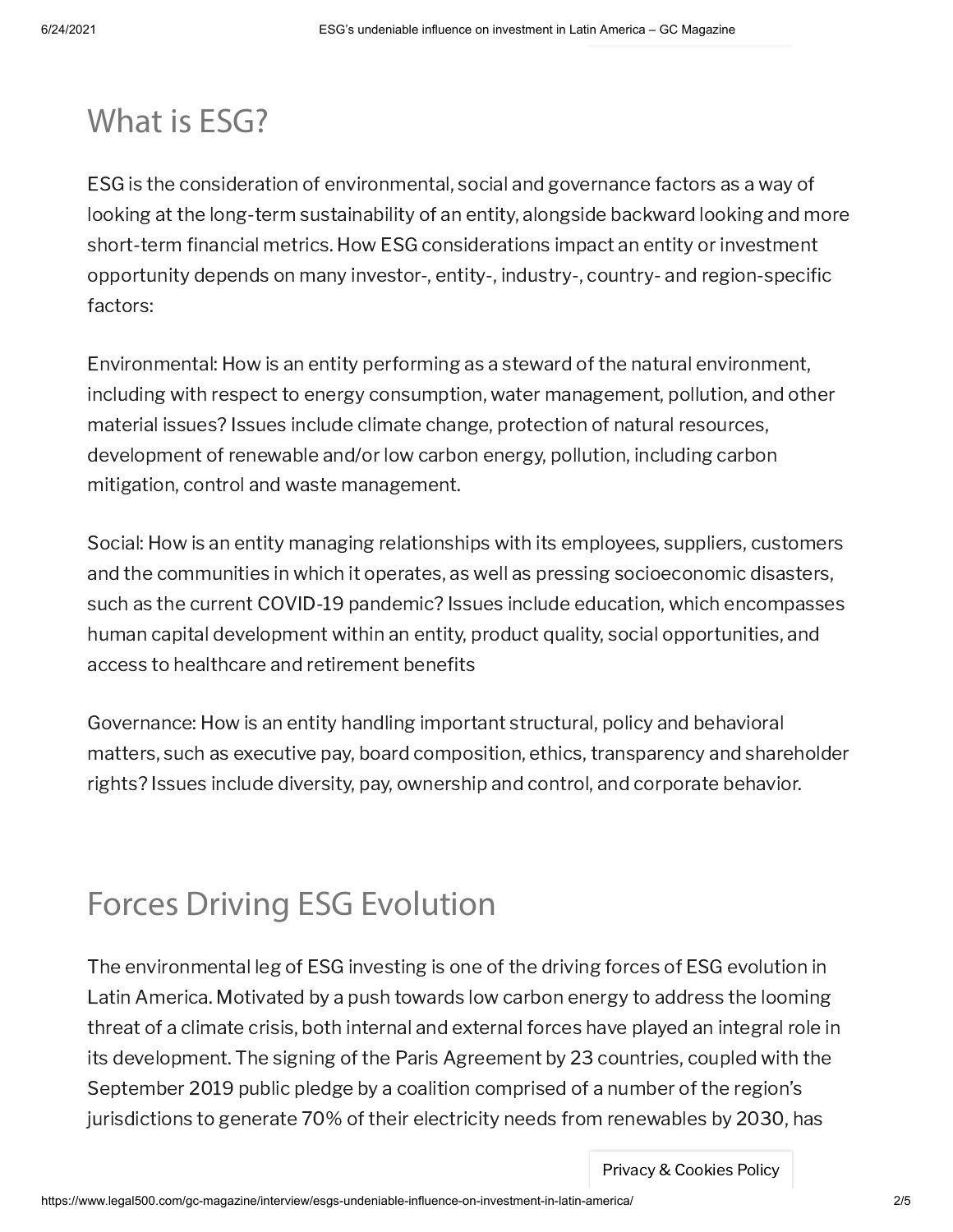## What is ESG?

ESG is the consideration of environmental, social and governance factors as a way of looking at the long-term sustainability of an entity, alongside backward looking and more short-term financial metrics. How ESG considerations impact an entity or investment opportunity depends on many investor-, entity-, industry-, country- and region-specific factors:

Environmental: How is an entity performing as a steward of the natural environment, including with respect to energy consumption, water management, pollution, and other material issues? Issues include climate change, protection of natural resources, development of renewable and/or low carbon energy, pollution, including carbon mitigation, control and waste management.

Social: How is an entity managing relationships with its employees, suppliers, customers and the communities in which it operates, as well as pressing socioeconomic disasters, such as the current COVID-19 pandemic? Issues include education, which encompasses human capital development within an entity, product quality, social opportunities, and access to healthcare and retirement benefits

Governance: How is an entity handling important structural, policy and behavioral matters, such as executive pay, board composition, ethics, transparency and shareholder rights? Issues include diversity, pay, ownership and control, and corporate behavior.

## Forces Driving ESG Evolution

The environmental leg of ESG investing is one of the driving forces of ESG evolution in Latin America. Motivated by a push towards low carbon energy to address the looming threat of a climate crisis, both internal and external forces have played an integral role in its development. The signing of the Paris Agreement by 23 countries, coupled with the September 2019 public pledge by a coalition comprised of a number of the region's jurisdictions to generate 70% of their electricity needs from renewables by 2030, has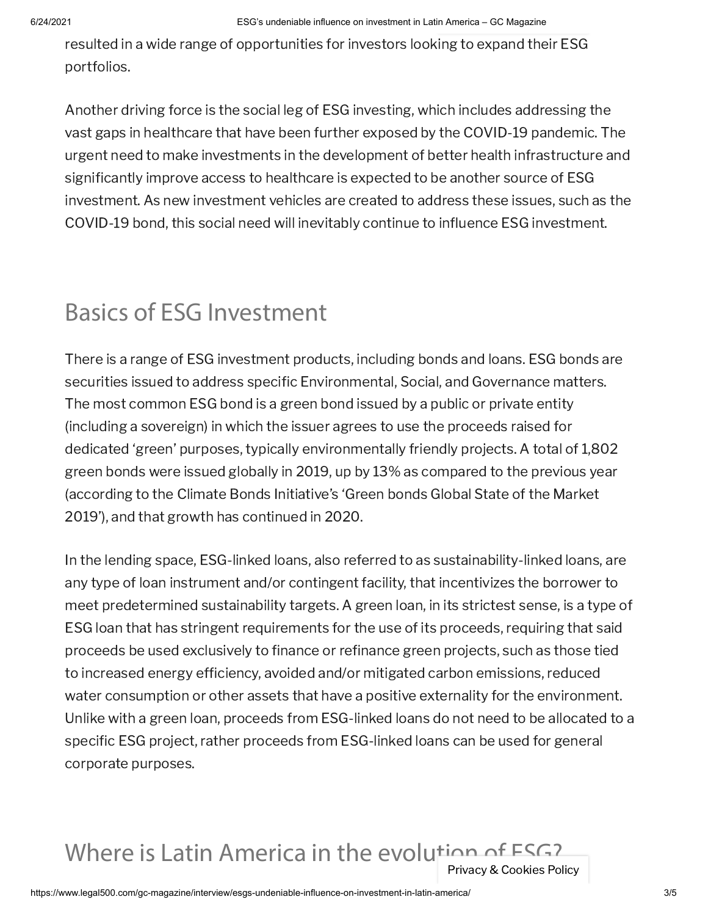resulted in a wide range of opportunities for investors looking to expand their ESG portfolios.

Another driving force is the social leg of ESG investing, which includes addressing the vast gaps in healthcare that have been further exposed by the COVID-19 pandemic. The urgent need to make investments in the development of better health infrastructure and significantly improve access to healthcare is expected to be another source of ESG investment. As new investment vehicles are created to address these issues, such as the COVID-19 bond, this social need will inevitably continue to influence ESG investment.

## Basics of ESG Investment

There is a range of ESG investment products, including bonds and loans. ESG bonds are securities issued to address specific Environmental, Social, and Governance matters. The most common ESG bond is a green bond issued by a public or private entity (including a sovereign) in which the issuer agrees to use the proceeds raised for dedicated 'green' purposes, typically environmentally friendly projects. A total of 1,802 green bonds were issued globally in 2019, up by 13% as compared to the previous year (according to the Climate Bonds Initiative's 'Green bonds Global State of the Market 2019'), and that growth has continued in 2020.

In the lending space, ESG-linked loans, also referred to as sustainability-linked loans, are any type of loan instrument and/or contingent facility, that incentivizes the borrower to meet predetermined sustainability targets. A green loan, in its strictest sense, is a type of ESG loan that has stringent requirements for the use of its proceeds, requiring that said proceeds be used exclusively to finance or refinance green projects, such as those tied to increased energy efficiency, avoided and/or mitigated carbon emissions, reduced water consumption or other assets that have a positive externality for the environment. Unlike with a green loan, proceeds from ESG-linked loans do not need to be allocated to a specific ESG project, rather proceeds from ESG-linked loans can be used for general corporate purposes.

## Where is Latin America in the evolution of ESG?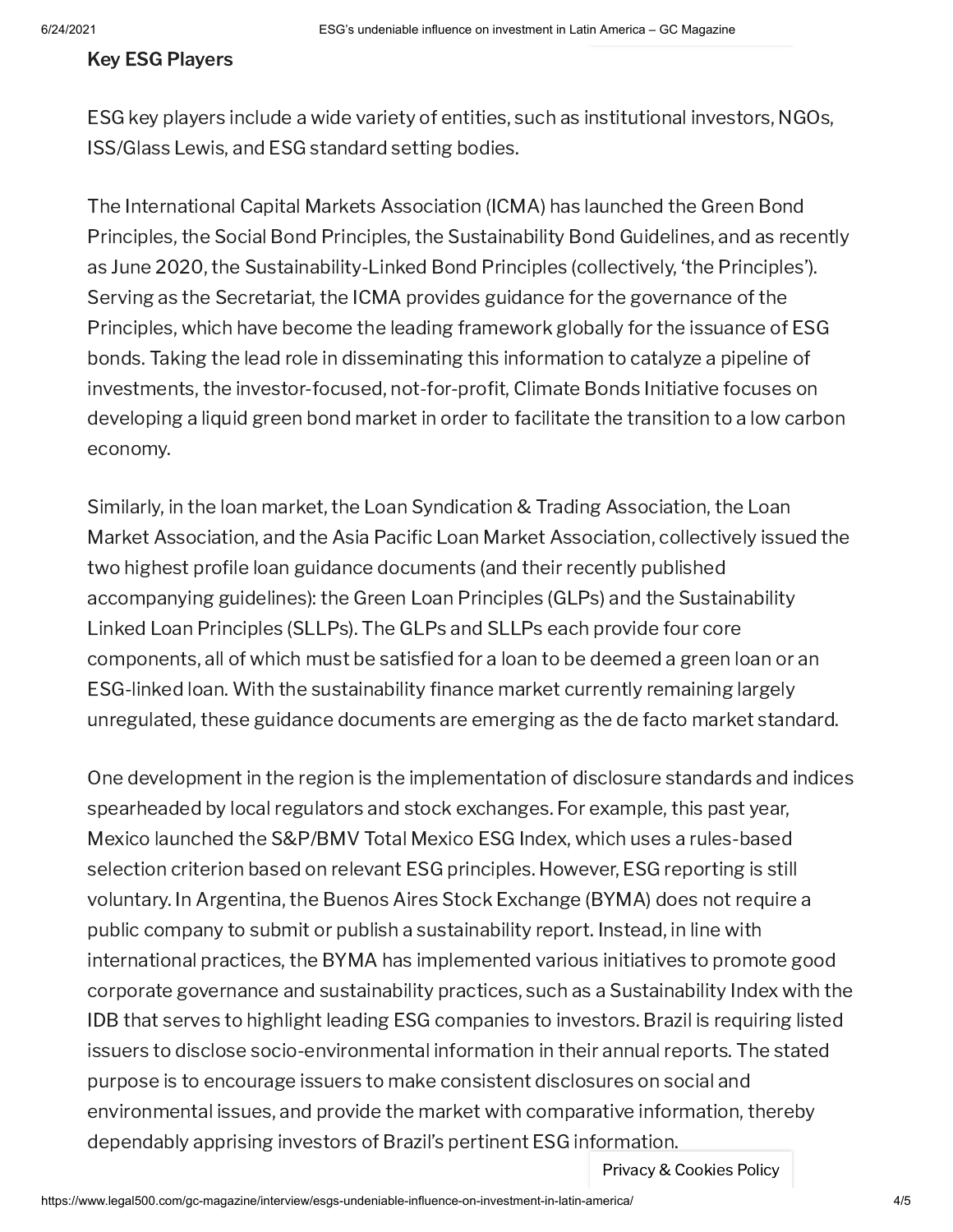### Key ESG Players

ESG key players include a wide variety of entities, such as institutional investors, NGOs, ISS/Glass Lewis, and ESG standard setting bodies.

The International Capital Markets Association (ICMA) has launched the Green Bond Principles, the Social Bond Principles, the Sustainability Bond Guidelines, and as recently as June 2020, the Sustainability-Linked Bond Principles (collectively, 'the Principles'). Serving as the Secretariat, the ICMA provides guidance for the governance of the Principles, which have become the leading framework globally for the issuance of ESG bonds. Taking the lead role in disseminating this information to catalyze a pipeline of investments, the investor-focused, not-for-profit, Climate Bonds Initiative focuses on developing a liquid green bond market in order to facilitate the transition to a low carbon economy.

Similarly, in the loan market, the Loan Syndication & Trading Association, the Loan Market Association, and the Asia Pacific Loan Market Association, collectively issued the two highest profile loan guidance documents (and their recently published accompanying guidelines): the Green Loan Principles (GLPs) and the Sustainability Linked Loan Principles (SLLPs). The GLPs and SLLPs each provide four core components, all of which must be satisfied for a loan to be deemed a green loan or an ESG-linked loan. With the sustainability finance market currently remaining largely unregulated, these guidance documents are emerging as the de facto market standard.

One development in the region is the implementation of disclosure standards and indices spearheaded by local regulators and stock exchanges. For example, this past year, Mexico launched the S&P/BMV Total Mexico ESG Index, which uses a rules-based selection criterion based on relevant ESG principles. However, ESG reporting is still voluntary. In Argentina, the Buenos Aires Stock Exchange (BYMA) does not require a public company to submit or publish a sustainability report. Instead, in line with international practices, the BYMA has implemented various initiatives to promote good corporate governance and sustainability practices, such as a Sustainability Index with the IDB that serves to highlight leading ESG companies to investors. Brazil is requiring listed issuers to disclose socio-environmental information in their annual reports. The stated purpose is to encourage issuers to make consistent disclosures on social and environmental issues, and provide the market with comparative information, thereby dependably apprising investors of Brazil's pertinent ESG information.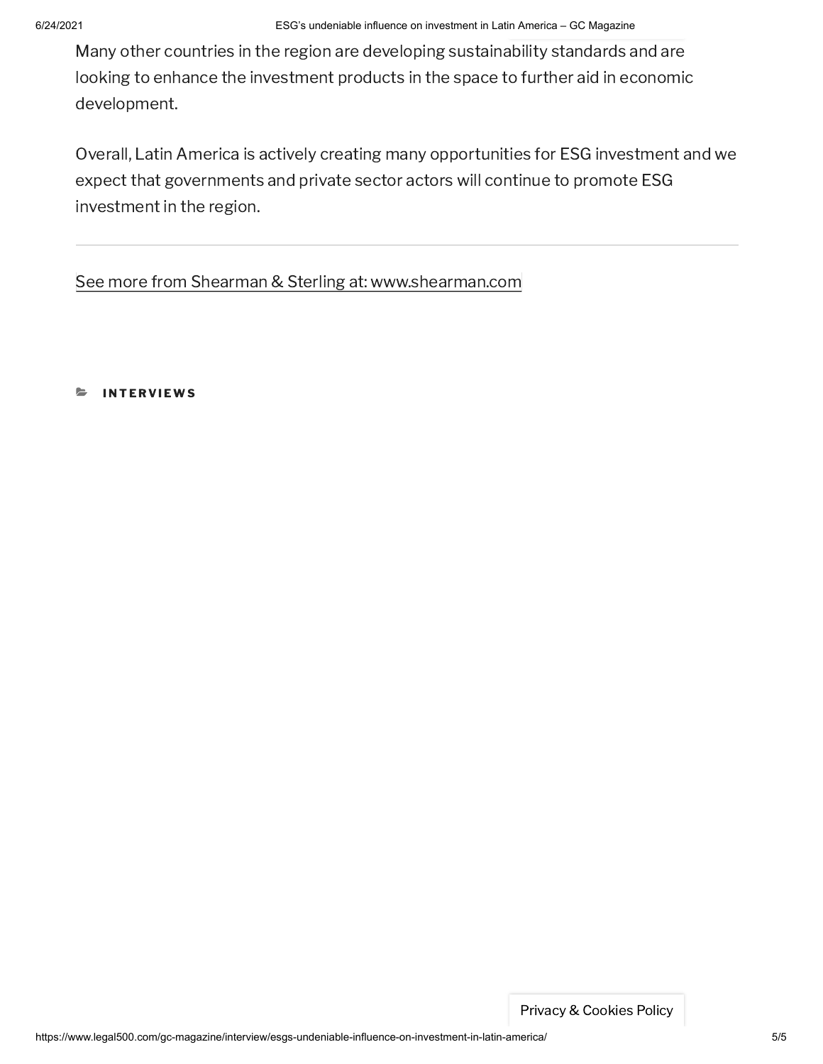Many other countries in the region are developing sustainability standards and are looking to enhance the investment products in the space to further aid in economic development.

Overall, Latin America is actively creating many opportunities for ESG investment and we expect that governments and private sector actors will continue to promote ESG investment in the region.

---

See more from Shearman & Sterling at: www.shearman.com

**INTERVIEWS**

Privacy & Cookies Policy